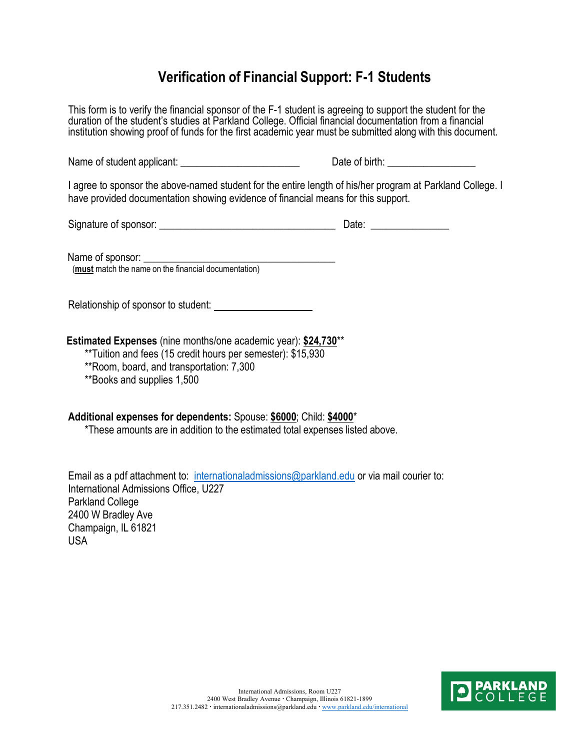# Verification of Financial Support: F-1 Students

This form is to verify the financial sponsor of the F-1 student is agreeing to support the student for the duration of the student's studies at Parkland College. Official financial documentation from a financial institution showing proof of funds for the first academic year must be submitted along with this document.

Name of student applicant: ______________________ Date of birth: ________________

I agree to sponsor the above-named student for the entire length of his/her program at Parkland College. I have provided documentation showing evidence of financial means for this support.

Signature of sponsor: ________________________________ Date: ______________

Name of sponsor: ___________________________________
(**must** match the name on the financial documentation)

Relationship of sponsor to student: __________________

**Estimated Expenses** (nine months/one academic year): **$24,730****

- **Tuition and fees (15 credit hours per semester): $15,930
- **Room, board, and transportation: 7,300
- **Books and supplies 1,500

**Additional expenses for dependents:** Spouse: **$6000**; Child: **$4000***

*These amounts are in addition to the estimated total expenses listed above.

Email as a pdf attachment to: internationaladmissions@parkland.edu or via mail courier to:
International Admissions Office, U227
Parkland College
2400 W Bradley Ave
Champaign, IL 61821
USA

International Admissions, Room U227
2400 West Bradley Avenue · Champaign, Illinois 61821-1899
217.351.2482 · internationaladmissions@parkland.edu · www.parkland.edu/international

PARKLAND COLLEGE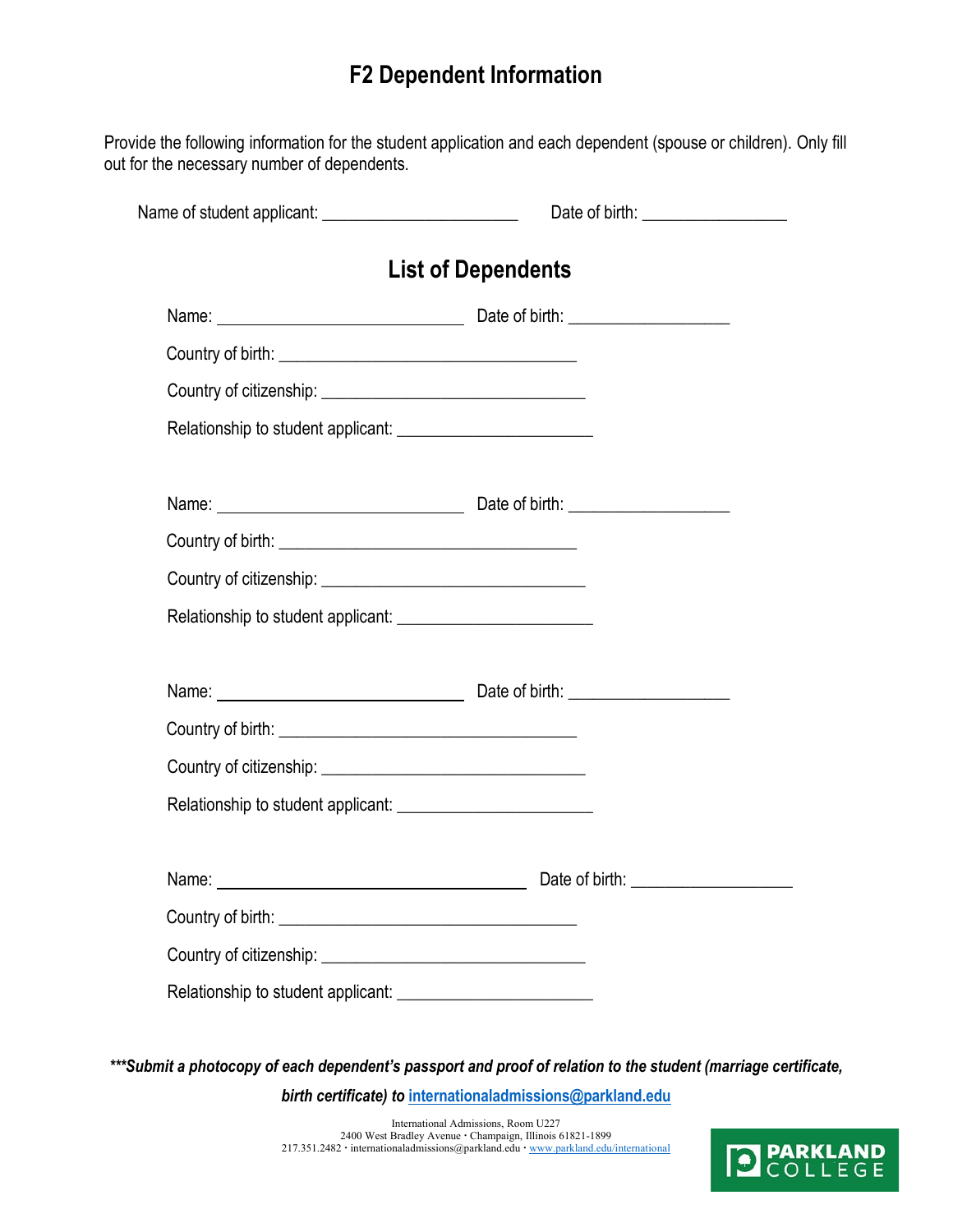# F2 Dependent Information

Provide the following information for the student application and each dependent (spouse or children). Only fill out for the necessary number of dependents.

Name of student applicant: ______________________ Date of birth: ________________

## List of Dependents

Name: ____________________________ Date of birth: __________________

Country of birth: _________________________________

Country of citizenship: ______________________________

Relationship to student applicant: ______________________

Name: ____________________________ Date of birth: __________________

Country of birth: _________________________________

Country of citizenship: ______________________________

Relationship to student applicant: ______________________

Name: ____________________________ Date of birth: __________________

Country of birth: _________________________________

Country of citizenship: ______________________________

Relationship to student applicant: ______________________

Name: ___________________________________ Date of birth: __________________

Country of birth: _________________________________

Country of citizenship: ______________________________

Relationship to student applicant: ______________________

***\*\*\*Submit a photocopy of each dependent's passport and proof of relation to the student (marriage certificate, birth certificate) to internationaladmissions@parkland.edu***

International Admissions, Room U227
2400 West Bradley Avenue · Champaign, Illinois 61821-1899
217.351.2482 · internationaladmissions@parkland.edu · www.parkland.edu/international

PARKLAND COLLEGE